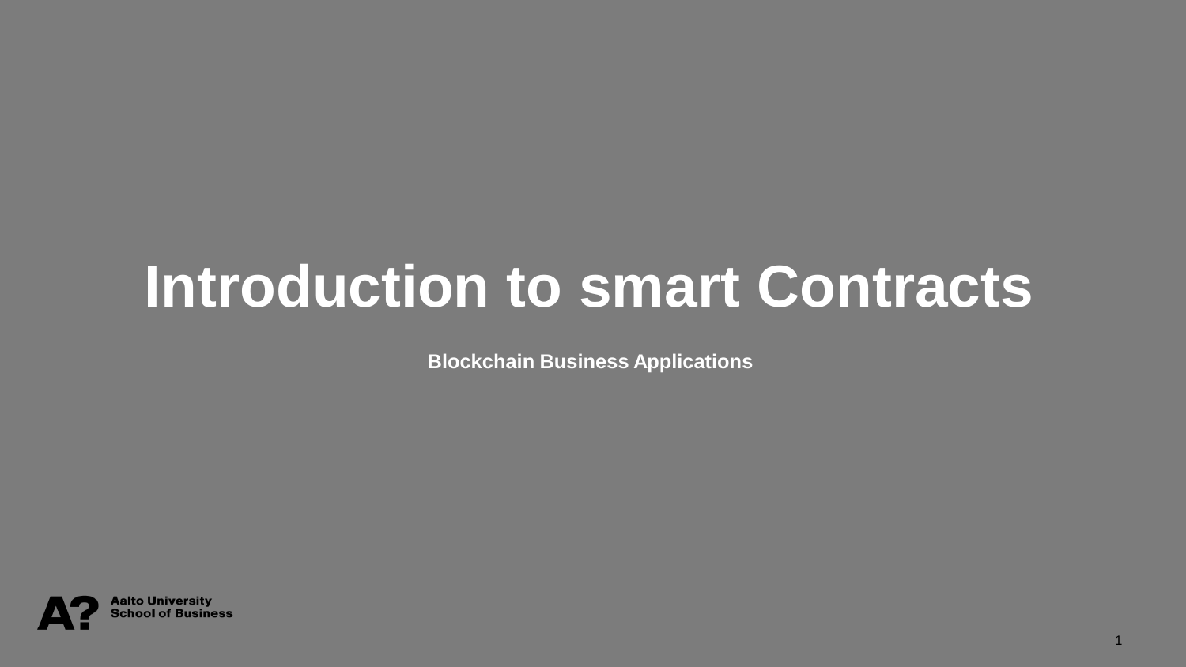# Introduction to smart Contracts

**Blockchain Business Applications**

Aalto University
School of Business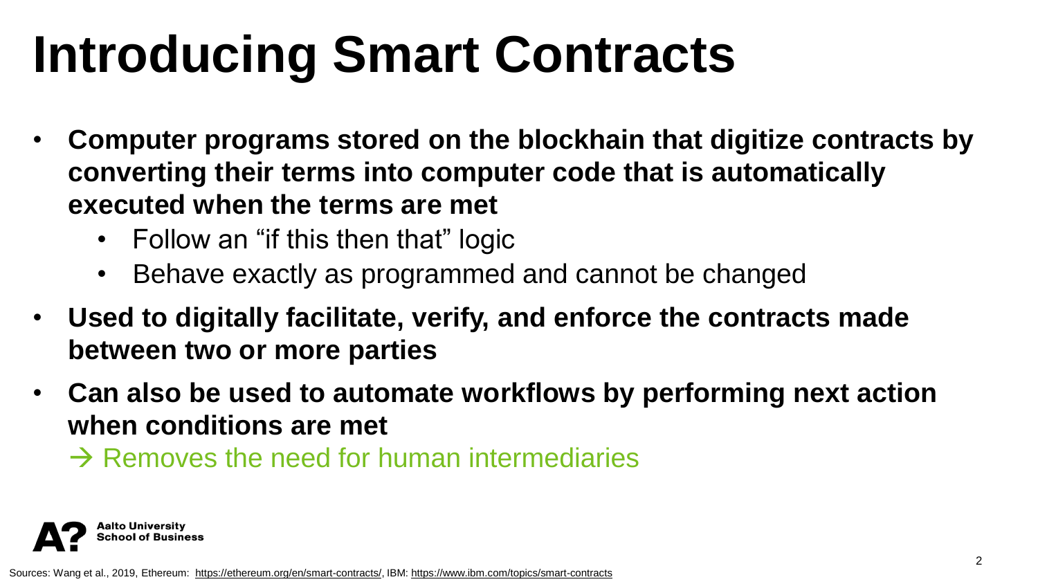# Introducing Smart Contracts

- **Computer programs stored on the blockhain that digitize contracts by converting their terms into computer code that is automatically executed when the terms are met**
  - Follow an "if this then that" logic
  - Behave exactly as programmed and cannot be changed
- **Used to digitally facilitate, verify, and enforce the contracts made between two or more parties**
- **Can also be used to automate workflows by performing next action when conditions are met**

  → Removes the need for human intermediaries

Sources: Wang et al., 2019, Ethereum: https://ethereum.org/en/smart-contracts/, IBM: https://www.ibm.com/topics/smart-contracts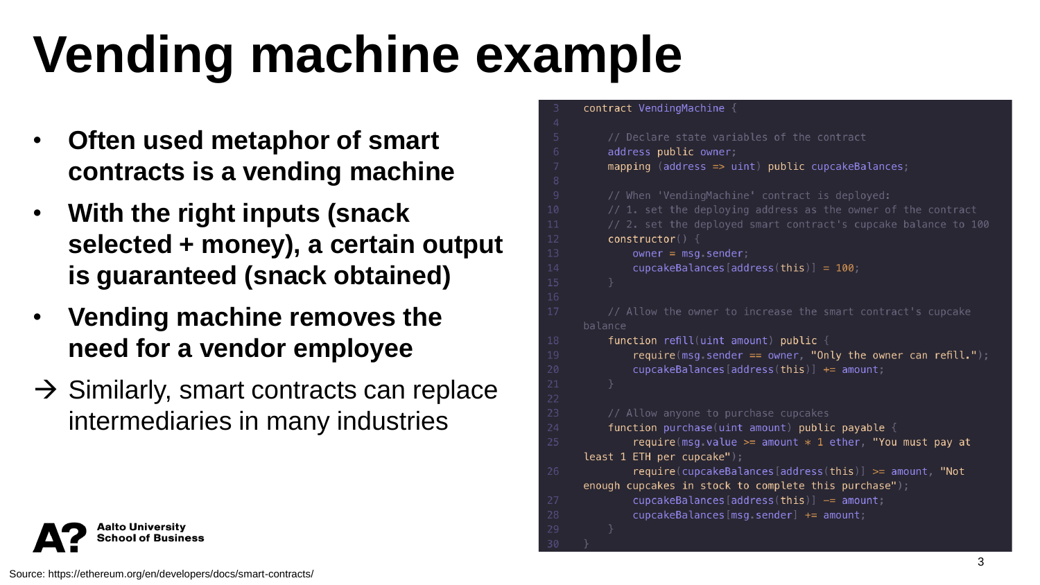# Vending machine example

- **Often used metaphor of smart contracts is a vending machine**
- **With the right inputs (snack selected + money), a certain output is guaranteed (snack obtained)**
- **Vending machine removes the need for a vendor employee**

→ Similarly, smart contracts can replace intermediaries in many industries

```
contract VendingMachine {

    // Declare state variables of the contract
    address public owner;
    mapping (address => uint) public cupcakeBalances;

    // When 'VendingMachine' contract is deployed:
    // 1. set the deploying address as the owner of the contract
    // 2. set the deployed smart contract's cupcake balance to 100
    constructor() {
        owner = msg.sender;
        cupcakeBalances[address(this)] = 100;
    }

    // Allow the owner to increase the smart contract's cupcake balance
    function refill(uint amount) public {
        require(msg.sender == owner, "Only the owner can refill.");
        cupcakeBalances[address(this)] += amount;
    }

    // Allow anyone to purchase cupcakes
    function purchase(uint amount) public payable {
        require(msg.value >= amount * 1 ether, "You must pay at least 1 ETH per cupcake");
        require(cupcakeBalances[address(this)] >= amount, "Not enough cupcakes in stock to complete this purchase");
        cupcakeBalances[address(this)] -= amount;
        cupcakeBalances[msg.sender] += amount;
    }
}
```

Source: https://ethereum.org/en/developers/docs/smart-contracts/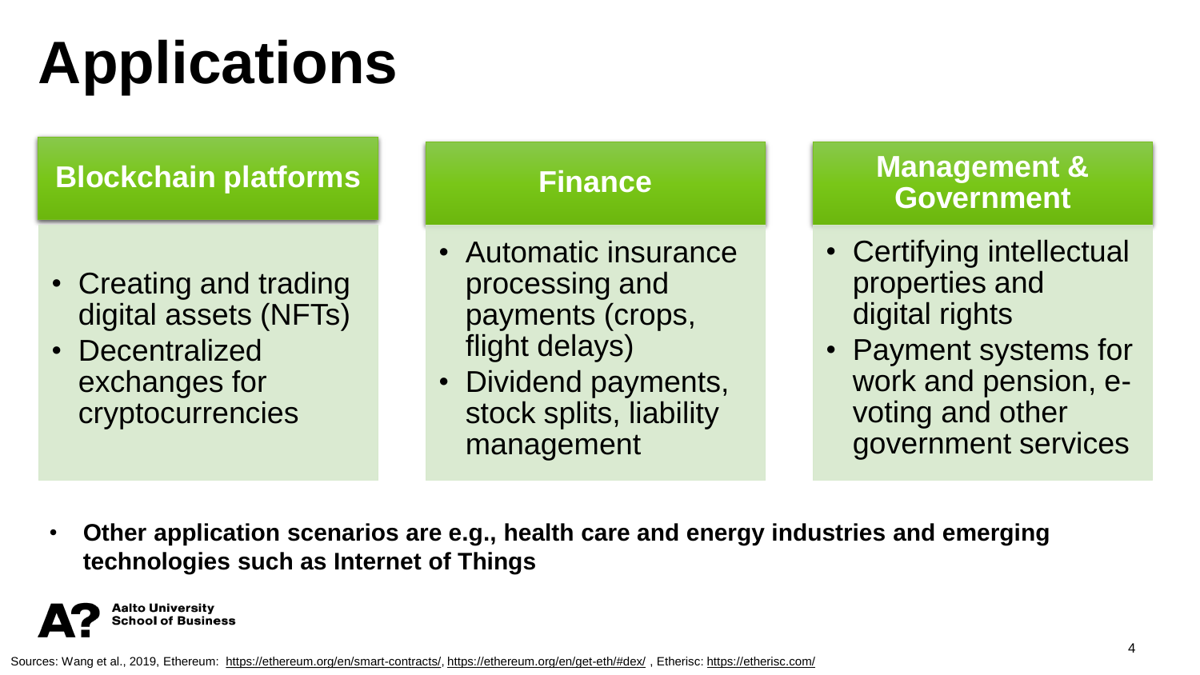# Applications

## Blockchain platforms

- Creating and trading digital assets (NFTs)
- Decentralized exchanges for cryptocurrencies

## Finance

- Automatic insurance processing and payments (crops, flight delays)
- Dividend payments, stock splits, liability management

## Management & Government

- Certifying intellectual properties and digital rights
- Payment systems for work and pension, e-voting and other government services

- **Other application scenarios are e.g., health care and energy industries and emerging technologies such as Internet of Things**

Sources: Wang et al., 2019, Ethereum: https://ethereum.org/en/smart-contracts/, https://ethereum.org/en/get-eth/#dex/ , Etherisc: https://etherisc.com/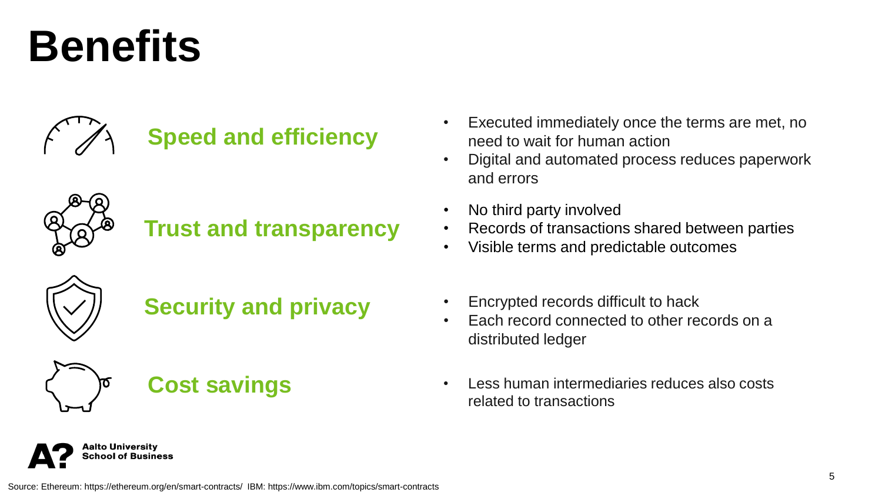# Benefits

## Speed and efficiency

- Executed immediately once the terms are met, no need to wait for human action
- Digital and automated process reduces paperwork and errors

## Trust and transparency

- No third party involved
- Records of transactions shared between parties
- Visible terms and predictable outcomes

## Security and privacy

- Encrypted records difficult to hack
- Each record connected to other records on a distributed ledger

## Cost savings

- Less human intermediaries reduces also costs related to transactions

Source: Ethereum: https://ethereum.org/en/smart-contracts/ IBM: https://www.ibm.com/topics/smart-contracts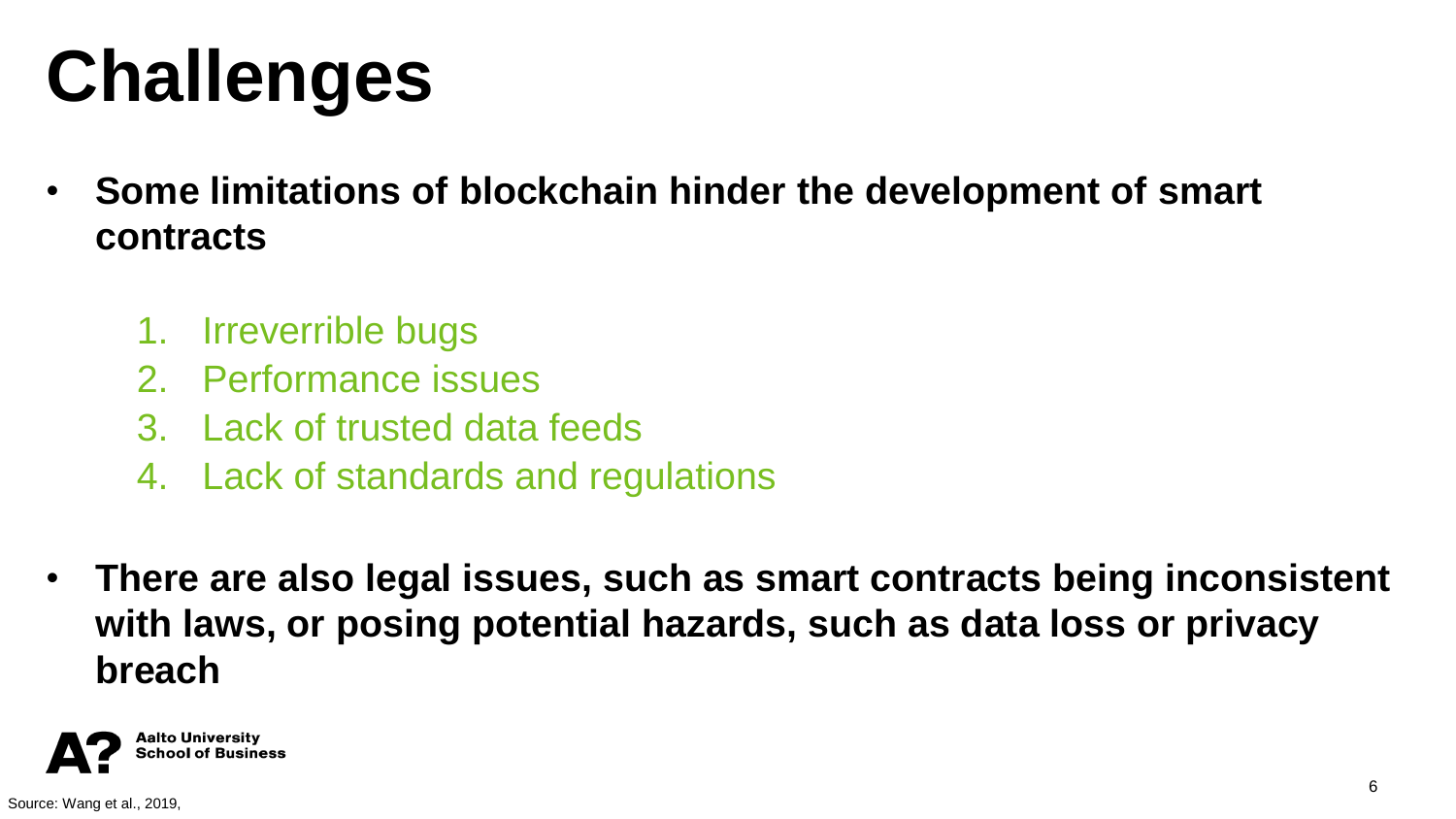# Challenges

- **Some limitations of blockchain hinder the development of smart contracts**

    1. Irreverrible bugs
    2. Performance issues
    3. Lack of trusted data feeds
    4. Lack of standards and regulations

- **There are also legal issues, such as smart contracts being inconsistent with laws, or posing potential hazards, such as data loss or privacy breach**

Source: Wang et al., 2019,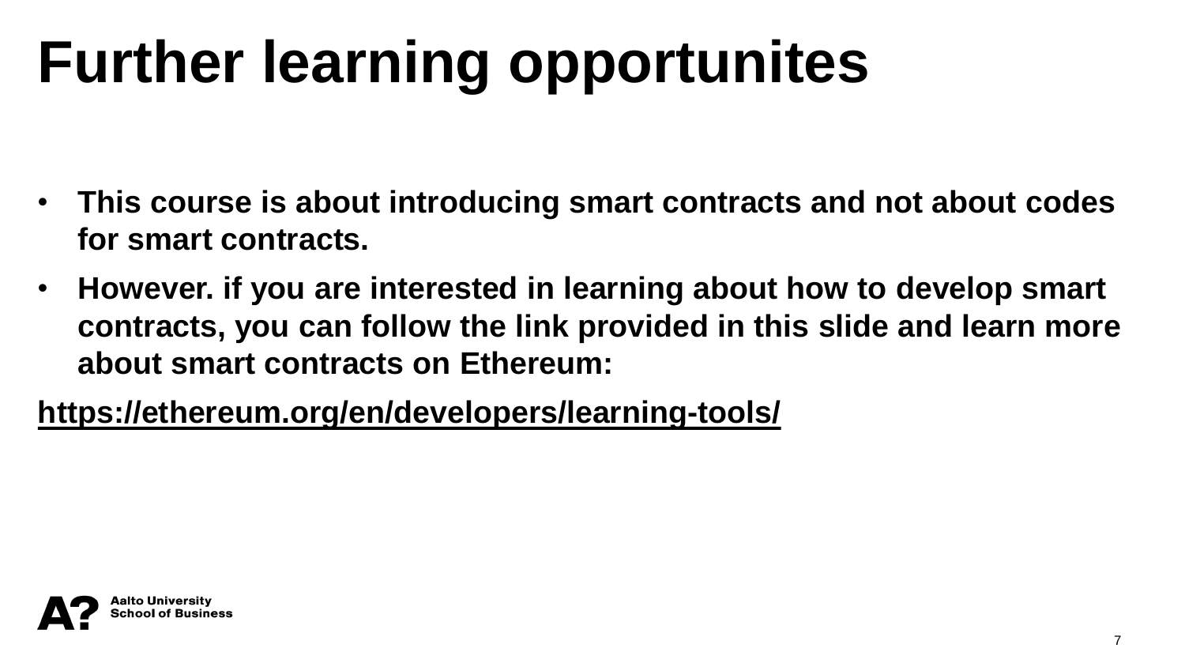# Further learning opportunites

- **This course is about introducing smart contracts and not about codes for smart contracts.**
- **However. if you are interested in learning about how to develop smart contracts, you can follow the link provided in this slide and learn more about smart contracts on Ethereum:**

**https://ethereum.org/en/developers/learning-tools/**

Aalto University
School of Business